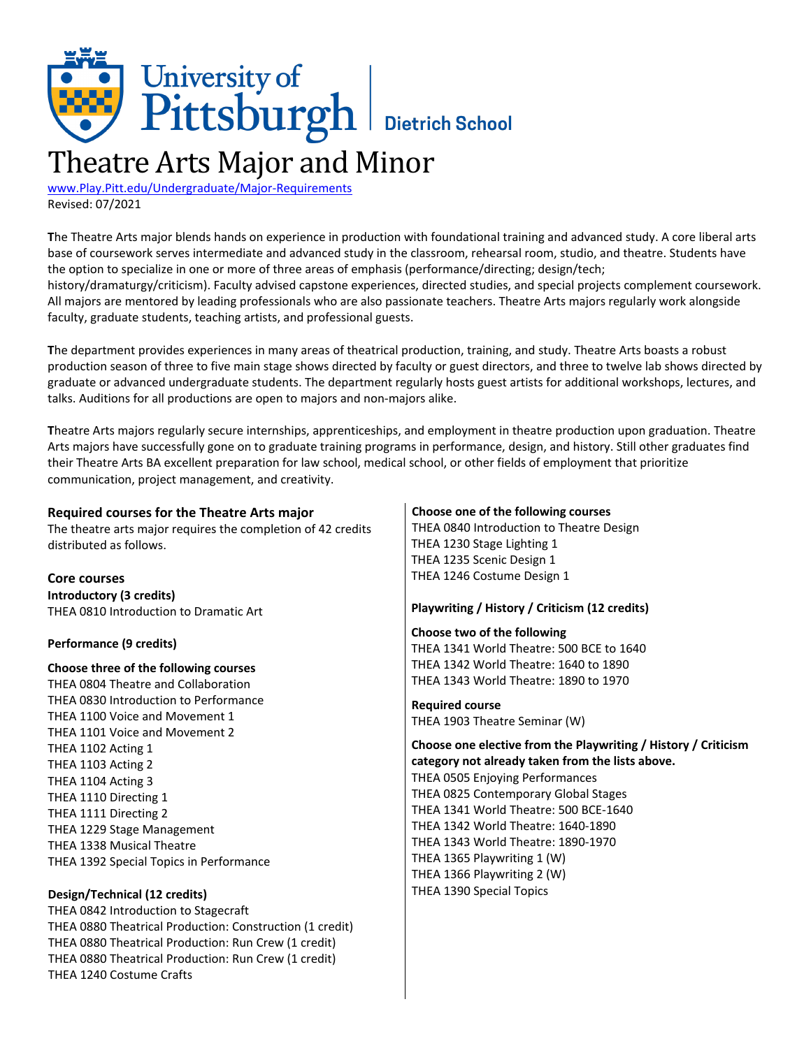University of Pittsburgh | Dietrich School

# Theatre Arts Major and Minor

www.Play.Pitt.edu/Undergraduate/Major-Requirements
Revised: 07/2021

**T**he Theatre Arts major blends hands on experience in production with foundational training and advanced study. A core liberal arts base of coursework serves intermediate and advanced study in the classroom, rehearsal room, studio, and theatre. Students have the option to specialize in one or more of three areas of emphasis (performance/directing; design/tech; history/dramaturgy/criticism). Faculty advised capstone experiences, directed studies, and special projects complement coursework. All majors are mentored by leading professionals who are also passionate teachers. Theatre Arts majors regularly work alongside faculty, graduate students, teaching artists, and professional guests.

**T**he department provides experiences in many areas of theatrical production, training, and study. Theatre Arts boasts a robust production season of three to five main stage shows directed by faculty or guest directors, and three to twelve lab shows directed by graduate or advanced undergraduate students. The department regularly hosts guest artists for additional workshops, lectures, and talks. Auditions for all productions are open to majors and non-majors alike.

**T**heatre Arts majors regularly secure internships, apprenticeships, and employment in theatre production upon graduation. Theatre Arts majors have successfully gone on to graduate training programs in performance, design, and history. Still other graduates find their Theatre Arts BA excellent preparation for law school, medical school, or other fields of employment that prioritize communication, project management, and creativity.

### Required courses for the Theatre Arts major

The theatre arts major requires the completion of 42 credits distributed as follows.

### Core courses

**Introductory (3 credits)**
THEA 0810 Introduction to Dramatic Art

**Performance (9 credits)**

**Choose three of the following courses**
THEA 0804 Theatre and Collaboration
THEA 0830 Introduction to Performance
THEA 1100 Voice and Movement 1
THEA 1101 Voice and Movement 2
THEA 1102 Acting 1
THEA 1103 Acting 2
THEA 1104 Acting 3
THEA 1110 Directing 1
THEA 1111 Directing 2
THEA 1229 Stage Management
THEA 1338 Musical Theatre
THEA 1392 Special Topics in Performance

**Design/Technical (12 credits)**
THEA 0842 Introduction to Stagecraft
THEA 0880 Theatrical Production: Construction (1 credit)
THEA 0880 Theatrical Production: Run Crew (1 credit)
THEA 0880 Theatrical Production: Run Crew (1 credit)
THEA 1240 Costume Crafts

**Choose one of the following courses**
THEA 0840 Introduction to Theatre Design
THEA 1230 Stage Lighting 1
THEA 1235 Scenic Design 1
THEA 1246 Costume Design 1

**Playwriting / History / Criticism (12 credits)**

**Choose two of the following**
THEA 1341 World Theatre: 500 BCE to 1640
THEA 1342 World Theatre: 1640 to 1890
THEA 1343 World Theatre: 1890 to 1970

**Required course**
THEA 1903 Theatre Seminar (W)

**Choose one elective from the Playwriting / History / Criticism category not already taken from the lists above.**
THEA 0505 Enjoying Performances
THEA 0825 Contemporary Global Stages
THEA 1341 World Theatre: 500 BCE-1640
THEA 1342 World Theatre: 1640-1890
THEA 1343 World Theatre: 1890-1970
THEA 1365 Playwriting 1 (W)
THEA 1366 Playwriting 2 (W)
THEA 1390 Special Topics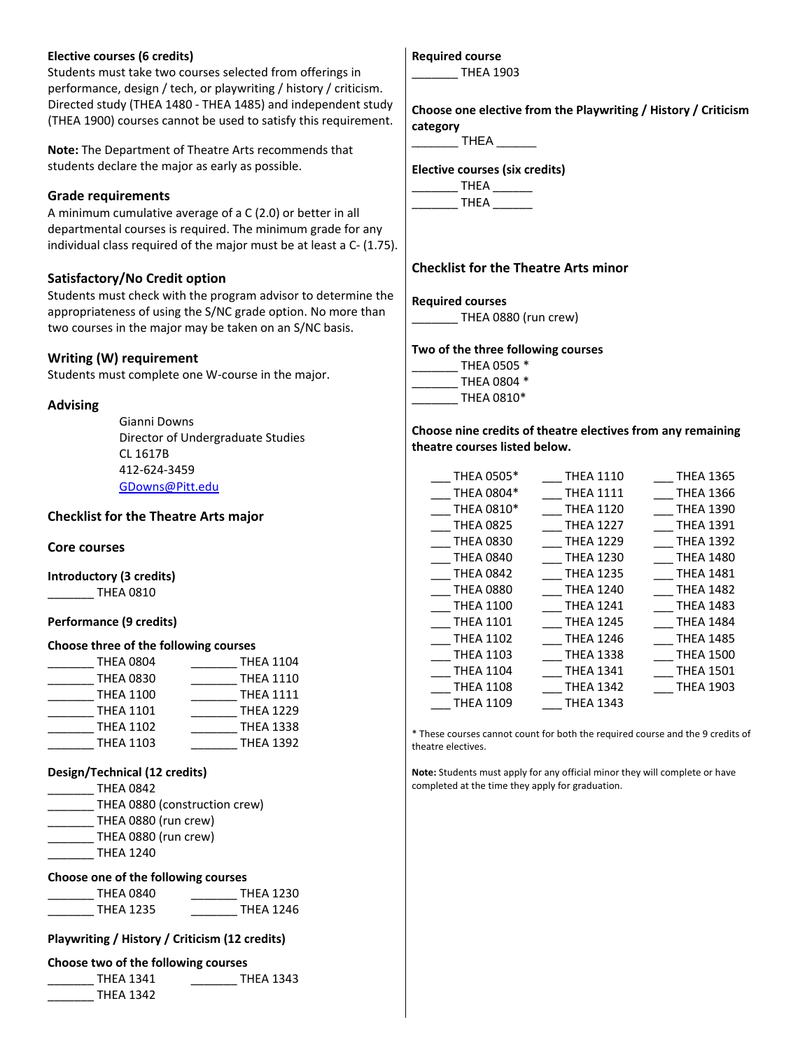**Elective courses (6 credits)**
Students must take two courses selected from offerings in performance, design / tech, or playwriting / history / criticism. Directed study (THEA 1480 - THEA 1485) and independent study (THEA 1900) courses cannot be used to satisfy this requirement.

**Note:** The Department of Theatre Arts recommends that students declare the major as early as possible.

## Grade requirements

A minimum cumulative average of a C (2.0) or better in all departmental courses is required. The minimum grade for any individual class required of the major must be at least a C- (1.75).

## Satisfactory/No Credit option

Students must check with the program advisor to determine the appropriateness of using the S/NC grade option. No more than two courses in the major may be taken on an S/NC basis.

## Writing (W) requirement

Students must complete one W-course in the major.

## Advising

Gianni Downs
Director of Undergraduate Studies
CL 1617B
412-624-3459
GDowns@Pitt.edu

## Checklist for the Theatre Arts major

### Core courses

**Introductory (3 credits)**
_______ THEA 0810

**Performance (9 credits)**

**Choose three of the following courses**

| | |
|---|---|
| _______ THEA 0804 | _______ THEA 1104 |
| _______ THEA 0830 | _______ THEA 1110 |
| _______ THEA 1100 | _______ THEA 1111 |
| _______ THEA 1101 | _______ THEA 1229 |
| _______ THEA 1102 | _______ THEA 1338 |
| _______ THEA 1103 | _______ THEA 1392 |

**Design/Technical (12 credits)**
_______ THEA 0842
_______ THEA 0880 (construction crew)
_______ THEA 0880 (run crew)
_______ THEA 0880 (run crew)
_______ THEA 1240

**Choose one of the following courses**

| | |
|---|---|
| _______ THEA 0840 | _______ THEA 1230 |
| _______ THEA 1235 | _______ THEA 1246 |

**Playwriting / History / Criticism (12 credits)**

**Choose two of the following courses**

| | |
|---|---|
| _______ THEA 1341 | _______ THEA 1343 |
| _______ THEA 1342 | |

**Required course**
_______ THEA 1903

**Choose one elective from the Playwriting / History / Criticism category**
_______ THEA ______

**Elective courses (six credits)**
_______ THEA ______
_______ THEA ______

## Checklist for the Theatre Arts minor

**Required courses**
_______ THEA 0880 (run crew)

**Two of the three following courses**
_______ THEA 0505 *
_______ THEA 0804 *
_______ THEA 0810*

**Choose nine credits of theatre electives from any remaining theatre courses listed below.**

| | | |
|---|---|---|
| ___ THEA 0505* | ___ THEA 1110 | ___ THEA 1365 |
| ___ THEA 0804* | ___ THEA 1111 | ___ THEA 1366 |
| ___ THEA 0810* | ___ THEA 1120 | ___ THEA 1390 |
| ___ THEA 0825 | ___ THEA 1227 | ___ THEA 1391 |
| ___ THEA 0830 | ___ THEA 1229 | ___ THEA 1392 |
| ___ THEA 0840 | ___ THEA 1230 | ___ THEA 1480 |
| ___ THEA 0842 | ___ THEA 1235 | ___ THEA 1481 |
| ___ THEA 0880 | ___ THEA 1240 | ___ THEA 1482 |
| ___ THEA 1100 | ___ THEA 1241 | ___ THEA 1483 |
| ___ THEA 1101 | ___ THEA 1245 | ___ THEA 1484 |
| ___ THEA 1102 | ___ THEA 1246 | ___ THEA 1485 |
| ___ THEA 1103 | ___ THEA 1338 | ___ THEA 1500 |
| ___ THEA 1104 | ___ THEA 1341 | ___ THEA 1501 |
| ___ THEA 1108 | ___ THEA 1342 | ___ THEA 1903 |
| ___ THEA 1109 | ___ THEA 1343 | |

* These courses cannot count for both the required course and the 9 credits of theatre electives.

**Note:** Students must apply for any official minor they will complete or have completed at the time they apply for graduation.